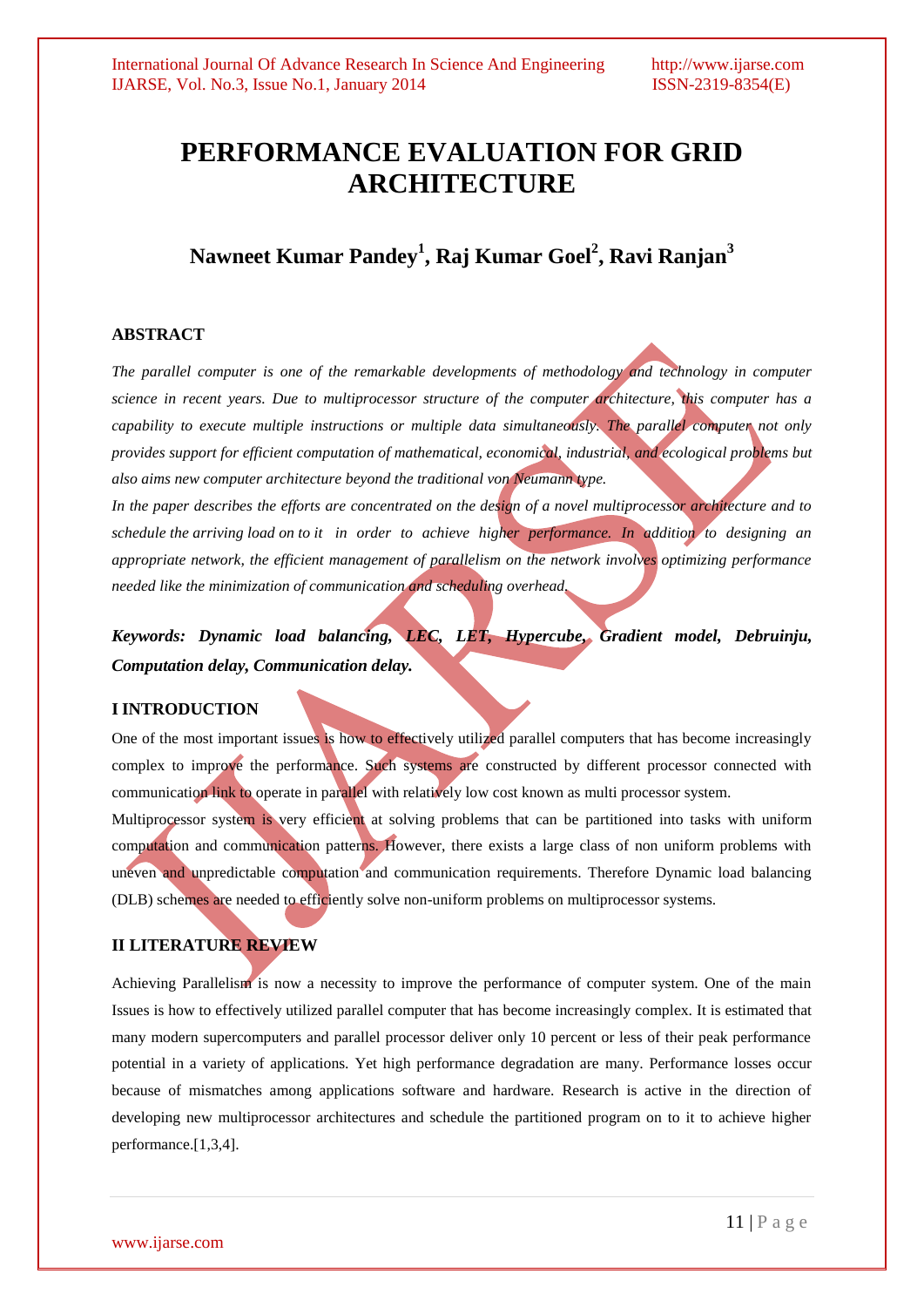# PERFORMANCE EVALUATION FOR GRID ARCHITECTURE

## Nawneet Kumar Pandey[1], Raj Kumar Goel[2], Ravi Ranjan[3]

### ABSTRACT

*The parallel computer is one of the remarkable developments of methodology and technology in computer science in recent years. Due to multiprocessor structure of the computer architecture, this computer has a capability to execute multiple instructions or multiple data simultaneously. The parallel computer not only provides support for efficient computation of mathematical, economical, industrial, and ecological problems but also aims new computer architecture beyond the traditional von Neumann type.*

*In the paper describes the efforts are concentrated on the design of a novel multiprocessor architecture and to schedule the arriving load on to it in order to achieve higher performance. In addition to designing an appropriate network, the efficient management of parallelism on the network involves optimizing performance needed like the minimization of communication and scheduling overhead.*

***Keywords: Dynamic load balancing, LEC, LET, Hypercube, Gradient model, Debruinju, Computation delay, Communication delay.***

### I INTRODUCTION

One of the most important issues is how to effectively utilized parallel computers that has become increasingly complex to improve the performance. Such systems are constructed by different processor connected with communication link to operate in parallel with relatively low cost known as multi processor system.

Multiprocessor system is very efficient at solving problems that can be partitioned into tasks with uniform computation and communication patterns. However, there exists a large class of non uniform problems with uneven and unpredictable computation and communication requirements. Therefore Dynamic load balancing (DLB) schemes are needed to efficiently solve non-uniform problems on multiprocessor systems.

### II LITERATURE REVIEW

Achieving Parallelism is now a necessity to improve the performance of computer system. One of the main Issues is how to effectively utilized parallel computer that has become increasingly complex. It is estimated that many modern supercomputers and parallel processor deliver only 10 percent or less of their peak performance potential in a variety of applications. Yet high performance degradation are many. Performance losses occur because of mismatches among applications software and hardware. Research is active in the direction of developing new multiprocessor architectures and schedule the partitioned program on to it to achieve higher performance.[1,3,4].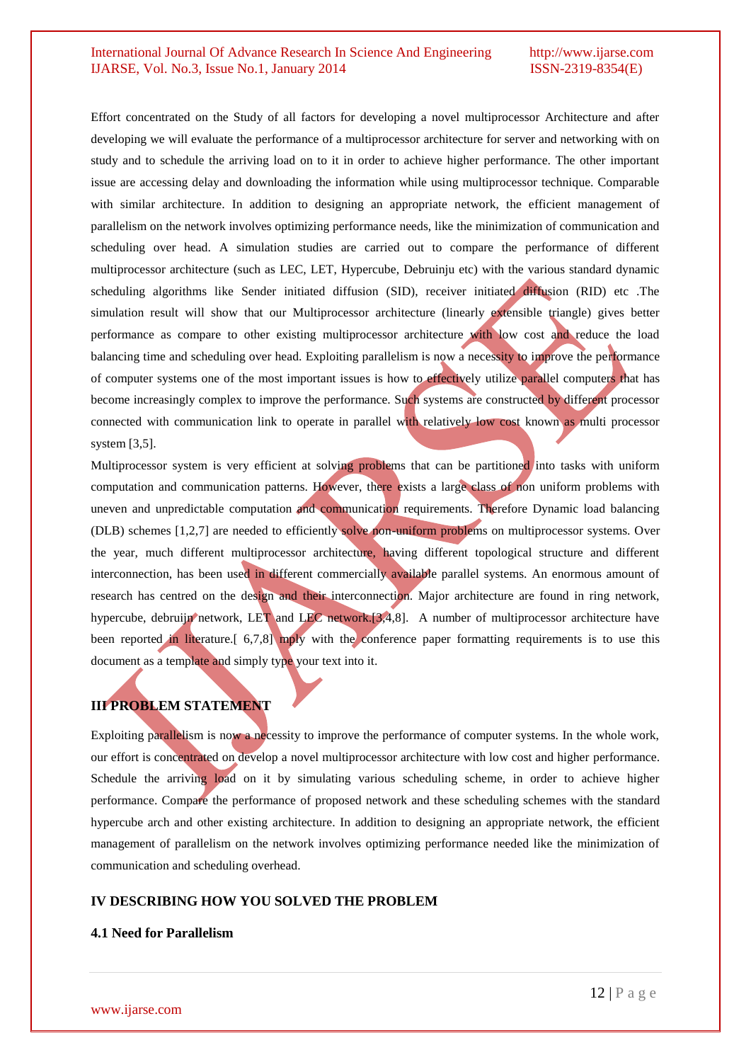Effort concentrated on the Study of all factors for developing a novel multiprocessor Architecture and after developing we will evaluate the performance of a multiprocessor architecture for server and networking with on study and to schedule the arriving load on to it in order to achieve higher performance. The other important issue are accessing delay and downloading the information while using multiprocessor technique. Comparable with similar architecture. In addition to designing an appropriate network, the efficient management of parallelism on the network involves optimizing performance needs, like the minimization of communication and scheduling over head. A simulation studies are carried out to compare the performance of different multiprocessor architecture (such as LEC, LET, Hypercube, Debruinju etc) with the various standard dynamic scheduling algorithms like Sender initiated diffusion (SID), receiver initiated diffusion (RID) etc .The simulation result will show that our Multiprocessor architecture (linearly extensible triangle) gives better performance as compare to other existing multiprocessor architecture with low cost and reduce the load balancing time and scheduling over head. Exploiting parallelism is now a necessity to improve the performance of computer systems one of the most important issues is how to effectively utilize parallel computers that has become increasingly complex to improve the performance. Such systems are constructed by different processor connected with communication link to operate in parallel with relatively low cost known as multi processor system [3,5].

Multiprocessor system is very efficient at solving problems that can be partitioned into tasks with uniform computation and communication patterns. However, there exists a large class of non uniform problems with uneven and unpredictable computation and communication requirements. Therefore Dynamic load balancing (DLB) schemes [1,2,7] are needed to efficiently solve non-uniform problems on multiprocessor systems. Over the year, much different multiprocessor architecture, having different topological structure and different interconnection, has been used in different commercially available parallel systems. An enormous amount of research has centred on the design and their interconnection. Major architecture are found in ring network, hypercube, debruijn network, LET and LEC network.[3,4,8]. A number of multiprocessor architecture have been reported in literature.[ 6,7,8] mply with the conference paper formatting requirements is to use this document as a template and simply type your text into it.

## III PROBLEM STATEMENT

Exploiting parallelism is now a necessity to improve the performance of computer systems. In the whole work, our effort is concentrated on develop a novel multiprocessor architecture with low cost and higher performance. Schedule the arriving load on it by simulating various scheduling scheme, in order to achieve higher performance. Compare the performance of proposed network and these scheduling schemes with the standard hypercube arch and other existing architecture. In addition to designing an appropriate network, the efficient management of parallelism on the network involves optimizing performance needed like the minimization of communication and scheduling overhead.

## IV DESCRIBING HOW YOU SOLVED THE PROBLEM

### 4.1 Need for Parallelism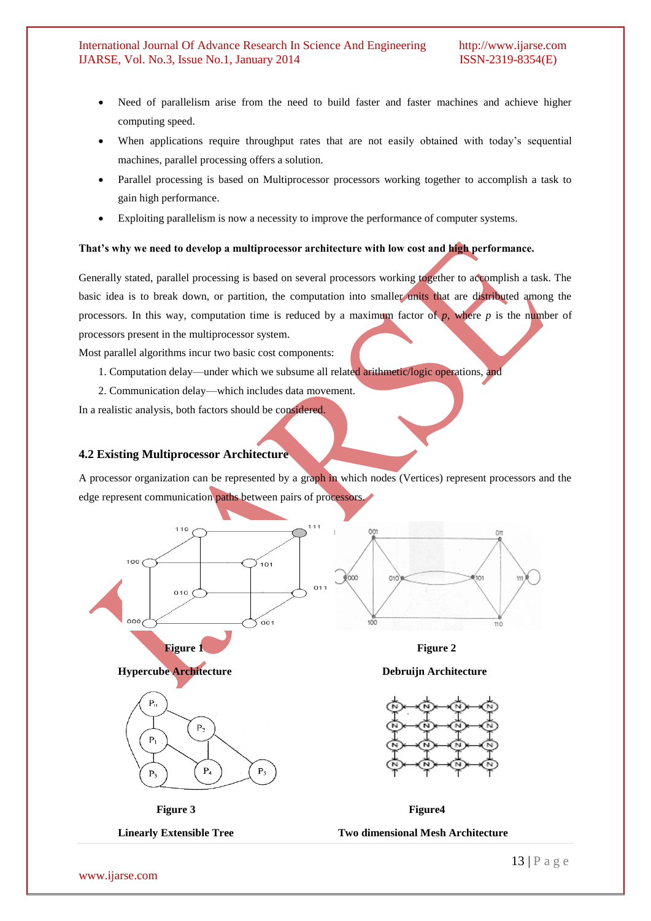- Need of parallelism arise from the need to build faster and faster machines and achieve higher computing speed.
- When applications require throughput rates that are not easily obtained with today's sequential machines, parallel processing offers a solution.
- Parallel processing is based on Multiprocessor processors working together to accomplish a task to gain high performance.
- Exploiting parallelism is now a necessity to improve the performance of computer systems.

**That's why we need to develop a multiprocessor architecture with low cost and high performance.**

Generally stated, parallel processing is based on several processors working together to accomplish a task. The basic idea is to break down, or partition, the computation into smaller units that are distributed among the processors. In this way, computation time is reduced by a maximum factor of *p*, where *p* is the number of processors present in the multiprocessor system.

Most parallel algorithms incur two basic cost components:

1. Computation delay—under which we subsume all related arithmetic/logic operations, and
2. Communication delay—which includes data movement.

In a realistic analysis, both factors should be considered.

### 4.2 Existing Multiprocessor Architecture

A processor organization can be represented by a graph in which nodes (Vertices) represent processors and the edge represent communication paths between pairs of processors.

**Figure 1**

**Hypercube Architecture**

**Figure 2**

**Debruijn Architecture**

**Figure 3**

**Linearly Extensible Tree**

**Figure4**

**Two dimensional Mesh Architecture**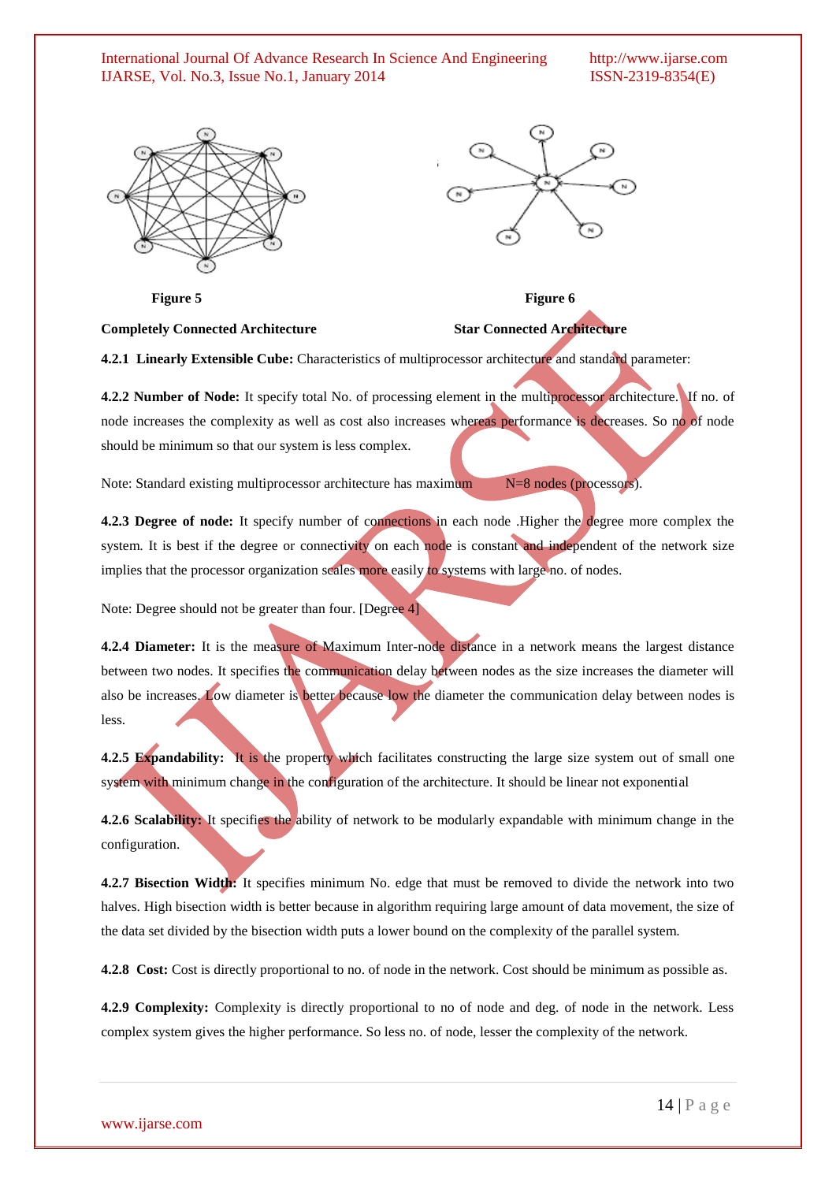**Figure 5**

**Completely Connected Architecture**

**Figure 6**

**Star Connected Architecture**

**4.2.1 Linearly Extensible Cube:** Characteristics of multiprocessor architecture and standard parameter:

**4.2.2 Number of Node:** It specify total No. of processing element in the multiprocessor architecture. If no. of node increases the complexity as well as cost also increases whereas performance is decreases. So no of node should be minimum so that our system is less complex.

Note: Standard existing multiprocessor architecture has maximum N=8 nodes (processors).

**4.2.3 Degree of node:** It specify number of connections in each node .Higher the degree more complex the system. It is best if the degree or connectivity on each node is constant and independent of the network size implies that the processor organization scales more easily to systems with large no. of nodes.

Note: Degree should not be greater than four. [Degree 4]

**4.2.4 Diameter:** It is the measure of Maximum Inter-node distance in a network means the largest distance between two nodes. It specifies the communication delay between nodes as the size increases the diameter will also be increases. Low diameter is better because low the diameter the communication delay between nodes is less.

**4.2.5 Expandability:** It is the property which facilitates constructing the large size system out of small one system with minimum change in the configuration of the architecture. It should be linear not exponential

**4.2.6 Scalability:** It specifies the ability of network to be modularly expandable with minimum change in the configuration.

**4.2.7 Bisection Width:** It specifies minimum No. edge that must be removed to divide the network into two halves. High bisection width is better because in algorithm requiring large amount of data movement, the size of the data set divided by the bisection width puts a lower bound on the complexity of the parallel system.

**4.2.8 Cost:** Cost is directly proportional to no. of node in the network. Cost should be minimum as possible as.

**4.2.9 Complexity:** Complexity is directly proportional to no of node and deg. of node in the network. Less complex system gives the higher performance. So less no. of node, lesser the complexity of the network.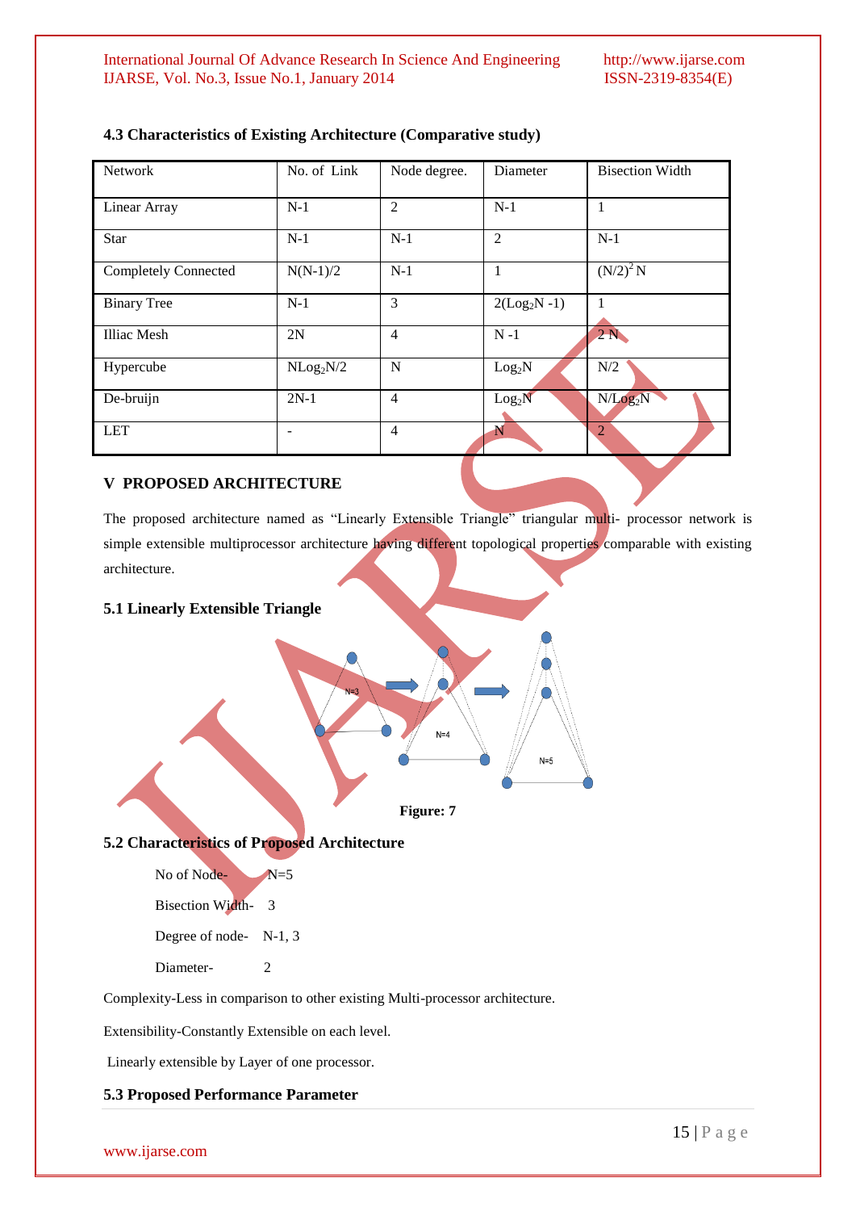### 4.3 Characteristics of Existing Architecture (Comparative study)

| Network | No. of Link | Node degree. | Diameter | Bisection Width |
|---|---|---|---|---|
| Linear Array | N-1 | 2 | N-1 | 1 |
| Star | N-1 | N-1 | 2 | N-1 |
| Completely Connected | N(N-1)/2 | N-1 | 1 | $(N/2)^2$ N |
| Binary Tree | N-1 | 3 | $2(Log_2N -1)$ | 1 |
| Illiac Mesh | 2N | 4 | N -1 | 2 N |
| Hypercube | $NLog_2N/2$ | N | $Log_2N$ | N/2 |
| De-bruijn | 2N-1 | 4 | $Log_2N$ | $N/Log_2N$ |
| LET | - | 4 | N | 2 |

## V PROPOSED ARCHITECTURE

The proposed architecture named as "Linearly Extensible Triangle" triangular multi- processor network is simple extensible multiprocessor architecture having different topological properties comparable with existing architecture.

### 5.1 Linearly Extensible Triangle

Figure: 7

### 5.2 Characteristics of Proposed Architecture

No of Node- N=5

Bisection Width- 3

Degree of node- N-1, 3

Diameter- 2

Complexity-Less in comparison to other existing Multi-processor architecture.

Extensibility-Constantly Extensible on each level.

Linearly extensible by Layer of one processor.

### 5.3 Proposed Performance Parameter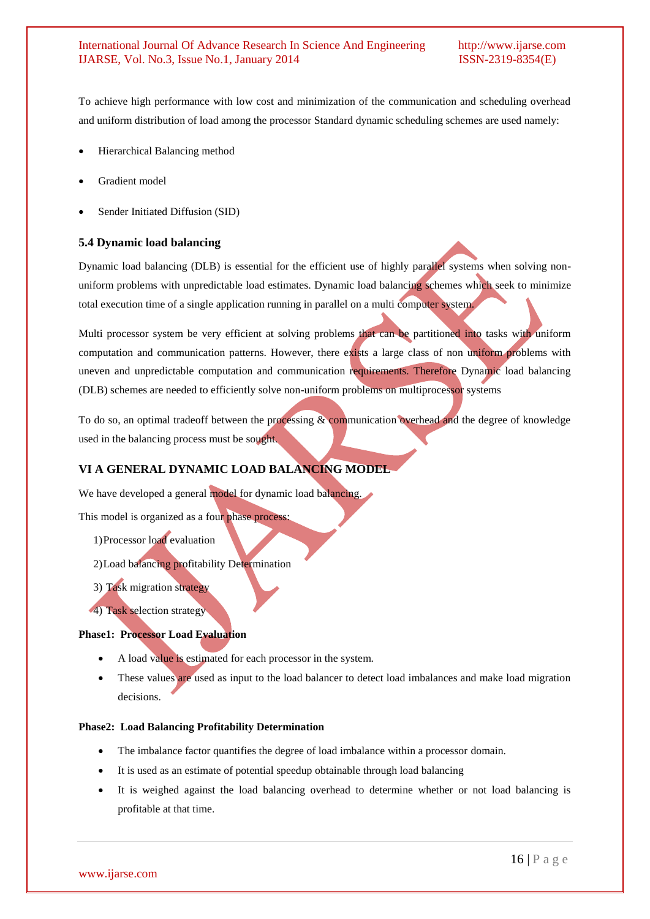To achieve high performance with low cost and minimization of the communication and scheduling overhead and uniform distribution of load among the processor Standard dynamic scheduling schemes are used namely:

- Hierarchical Balancing method
- Gradient model
- Sender Initiated Diffusion (SID)

### 5.4 Dynamic load balancing

Dynamic load balancing (DLB) is essential for the efficient use of highly parallel systems when solving non-uniform problems with unpredictable load estimates. Dynamic load balancing schemes which seek to minimize total execution time of a single application running in parallel on a multi computer system.

Multi processor system be very efficient at solving problems that can be partitioned into tasks with uniform computation and communication patterns. However, there exists a large class of non uniform problems with uneven and unpredictable computation and communication requirements. Therefore Dynamic load balancing (DLB) schemes are needed to efficiently solve non-uniform problems on multiprocessor systems

To do so, an optimal tradeoff between the processing & communication overhead and the degree of knowledge used in the balancing process must be sought.

## VI A GENERAL DYNAMIC LOAD BALANCING MODEL

We have developed a general model for dynamic load balancing.

This model is organized as a four phase process:

1) Processor load evaluation
2) Load balancing profitability Determination
3) Task migration strategy
4) Task selection strategy

**Phase1: Processor Load Evaluation**

- A load value is estimated for each processor in the system.
- These values are used as input to the load balancer to detect load imbalances and make load migration decisions.

**Phase2: Load Balancing Profitability Determination**

- The imbalance factor quantifies the degree of load imbalance within a processor domain.
- It is used as an estimate of potential speedup obtainable through load balancing
- It is weighed against the load balancing overhead to determine whether or not load balancing is profitable at that time.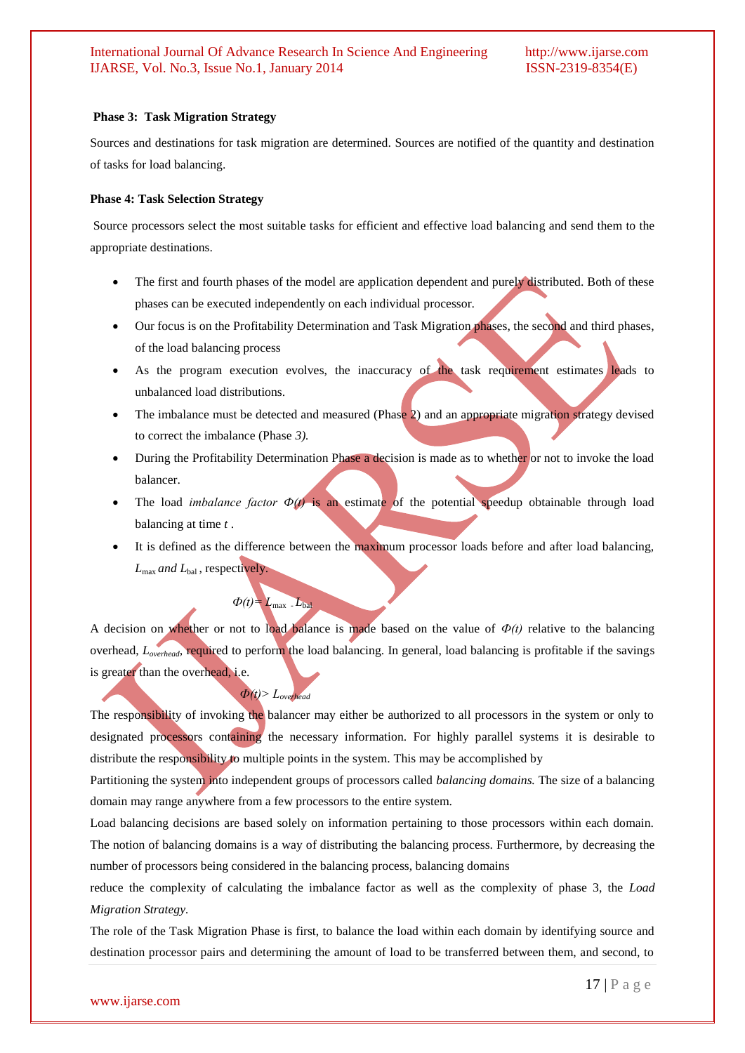**Phase 3: Task Migration Strategy**

Sources and destinations for task migration are determined. Sources are notified of the quantity and destination of tasks for load balancing.

**Phase 4: Task Selection Strategy**

Source processors select the most suitable tasks for efficient and effective load balancing and send them to the appropriate destinations.

- The first and fourth phases of the model are application dependent and purely distributed. Both of these phases can be executed independently on each individual processor.
- Our focus is on the Profitability Determination and Task Migration phases, the second and third phases, of the load balancing process
- As the program execution evolves, the inaccuracy of the task requirement estimates leads to unbalanced load distributions.
- The imbalance must be detected and measured (Phase 2) and an appropriate migration strategy devised to correct the imbalance (Phase *3).*
- During the Profitability Determination Phase a decision is made as to whether or not to invoke the load balancer.
- The load *imbalance factor* $\Phi(t)$ is an estimate of the potential speedup obtainable through load balancing at time $t$ .
- It is defined as the difference between the maximum processor loads before and after load balancing, $L_{max}$ *and* $L_{bal}$ , respectively.

$$\Phi(t) = L_{max} - L_{bal}$$

A decision on whether or not to load balance is made based on the value of $\Phi(t)$ relative to the balancing overhead, $L_{overhead}$, required to perform the load balancing. In general, load balancing is profitable if the savings is greater than the overhead, i.e.

$$\Phi(t) > L_{overhead}$$

The responsibility of invoking the balancer may either be authorized to all processors in the system or only to designated processors containing the necessary information. For highly parallel systems it is desirable to distribute the responsibility to multiple points in the system. This may be accomplished by

Partitioning the system into independent groups of processors called *balancing domains.* The size of a balancing domain may range anywhere from a few processors to the entire system.

Load balancing decisions are based solely on information pertaining to those processors within each domain. The notion of balancing domains is a way of distributing the balancing process. Furthermore, by decreasing the number of processors being considered in the balancing process, balancing domains

reduce the complexity of calculating the imbalance factor as well as the complexity of phase 3, the *Load Migration Strategy*.

The role of the Task Migration Phase is first, to balance the load within each domain by identifying source and destination processor pairs and determining the amount of load to be transferred between them, and second, to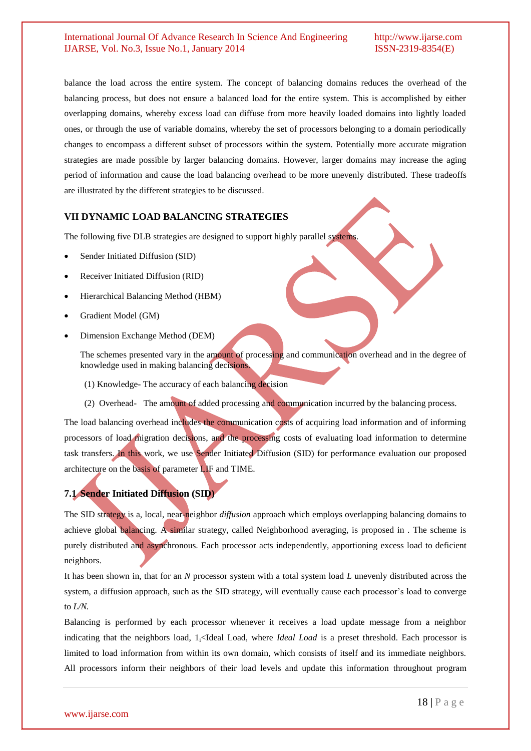balance the load across the entire system. The concept of balancing domains reduces the overhead of the balancing process, but does not ensure a balanced load for the entire system. This is accomplished by either overlapping domains, whereby excess load can diffuse from more heavily loaded domains into lightly loaded ones, or through the use of variable domains, whereby the set of processors belonging to a domain periodically changes to encompass a different subset of processors within the system. Potentially more accurate migration strategies are made possible by larger balancing domains. However, larger domains may increase the aging period of information and cause the load balancing overhead to be more unevenly distributed. These tradeoffs are illustrated by the different strategies to be discussed.

## VII DYNAMIC LOAD BALANCING STRATEGIES

The following five DLB strategies are designed to support highly parallel systems.

- Sender Initiated Diffusion (SID)
- Receiver Initiated Diffusion (RID)
- Hierarchical Balancing Method (HBM)
- Gradient Model (GM)
- Dimension Exchange Method (DEM)

The schemes presented vary in the amount of processing and communication overhead and in the degree of knowledge used in making balancing decisions.

(1) Knowledge- The accuracy of each balancing decision

(2) Overhead- The amount of added processing and communication incurred by the balancing process.

The load balancing overhead includes the communication costs of acquiring load information and of informing processors of load migration decisions, and the processing costs of evaluating load information to determine task transfers. In this work, we use Sender Initiated Diffusion (SID) for performance evaluation our proposed architecture on the basis of parameter LIF and TIME.

### 7.1 Sender Initiated Diffusion (SID)

The SID strategy is a, local, near-neighbor *diffusion* approach which employs overlapping balancing domains to achieve global balancing. A similar strategy, called Neighborhood averaging, is proposed in . The scheme is purely distributed and asynchronous. Each processor acts independently, apportioning excess load to deficient neighbors.

It has been shown in, that for an *N* processor system with a total system load *L* unevenly distributed across the system, a diffusion approach, such as the SID strategy, will eventually cause each processor's load to converge to *L/N.*

Balancing is performed by each processor whenever it receives a load update message from a neighbor indicating that the neighbors load, $1_i$<Ideal Load, where *Ideal Load* is a preset threshold. Each processor is limited to load information from within its own domain, which consists of itself and its immediate neighbors. All processors inform their neighbors of their load levels and update this information throughout program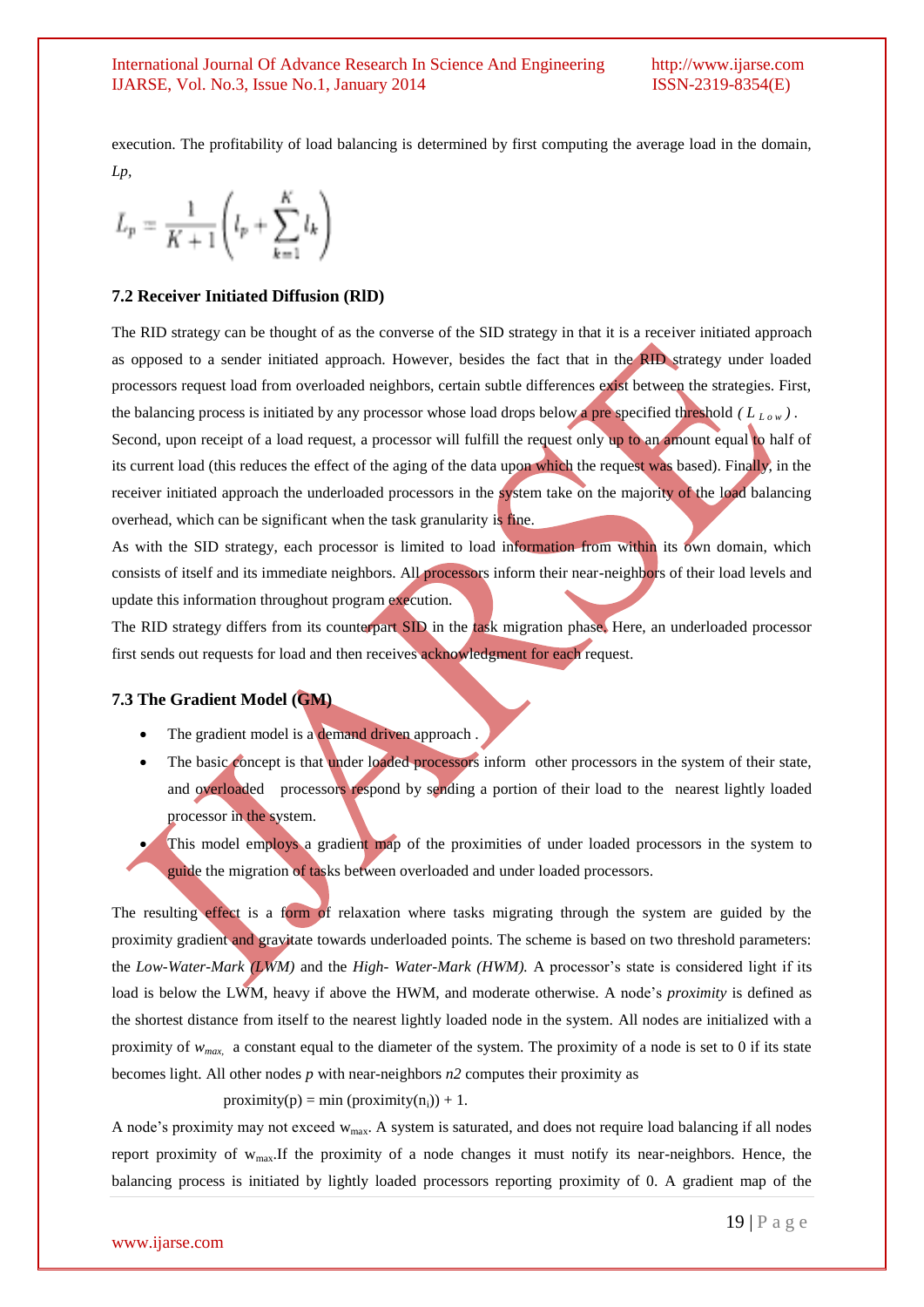execution. The profitability of load balancing is determined by first computing the average load in the domain, *Lp*,

$$L_p = \frac{1}{K+1}\left(l_p + \sum_{k=1}^{K} l_k\right)$$

### 7.2 Receiver Initiated Diffusion (RID)

The RID strategy can be thought of as the converse of the SID strategy in that it is a receiver initiated approach as opposed to a sender initiated approach. However, besides the fact that in the RID strategy under loaded processors request load from overloaded neighbors, certain subtle differences exist between the strategies. First, the balancing process is initiated by any processor whose load drops below a pre specified threshold $(L_{Low})$.

Second, upon receipt of a load request, a processor will fulfill the request only up to an amount equal to half of its current load (this reduces the effect of the aging of the data upon which the request was based). Finally, in the receiver initiated approach the underloaded processors in the system take on the majority of the load balancing overhead, which can be significant when the task granularity is fine.

As with the SID strategy, each processor is limited to load information from within its own domain, which consists of itself and its immediate neighbors. All processors inform their near-neighbors of their load levels and update this information throughout program execution.

The RID strategy differs from its counterpart SID in the task migration phase. Here, an underloaded processor first sends out requests for load and then receives acknowledgment for each request.

### 7.3 The Gradient Model (GM)

- The gradient model is a demand driven approach .
- The basic concept is that under loaded processors inform other processors in the system of their state, and overloaded processors respond by sending a portion of their load to the nearest lightly loaded processor in the system.
- This model employs a gradient map of the proximities of under loaded processors in the system to guide the migration of tasks between overloaded and under loaded processors.

The resulting effect is a form of relaxation where tasks migrating through the system are guided by the proximity gradient and gravitate towards underloaded points. The scheme is based on two threshold parameters: the *Low-Water-Mark (LWM)* and the *High- Water-Mark (HWM).* A processor's state is considered light if its load is below the LWM, heavy if above the HWM, and moderate otherwise. A node's *proximity* is defined as the shortest distance from itself to the nearest lightly loaded node in the system. All nodes are initialized with a proximity of $w_{max,}$ a constant equal to the diameter of the system. The proximity of a node is set to 0 if its state becomes light. All other nodes *p* with near-neighbors *n2* computes their proximity as

$$\text{proximity}(p) = \min(\text{proximity}(n_i)) + 1.$$

A node's proximity may not exceed $w_{max}$. A system is saturated, and does not require load balancing if all nodes report proximity of $w_{max}$.If the proximity of a node changes it must notify its near-neighbors. Hence, the balancing process is initiated by lightly loaded processors reporting proximity of 0. A gradient map of the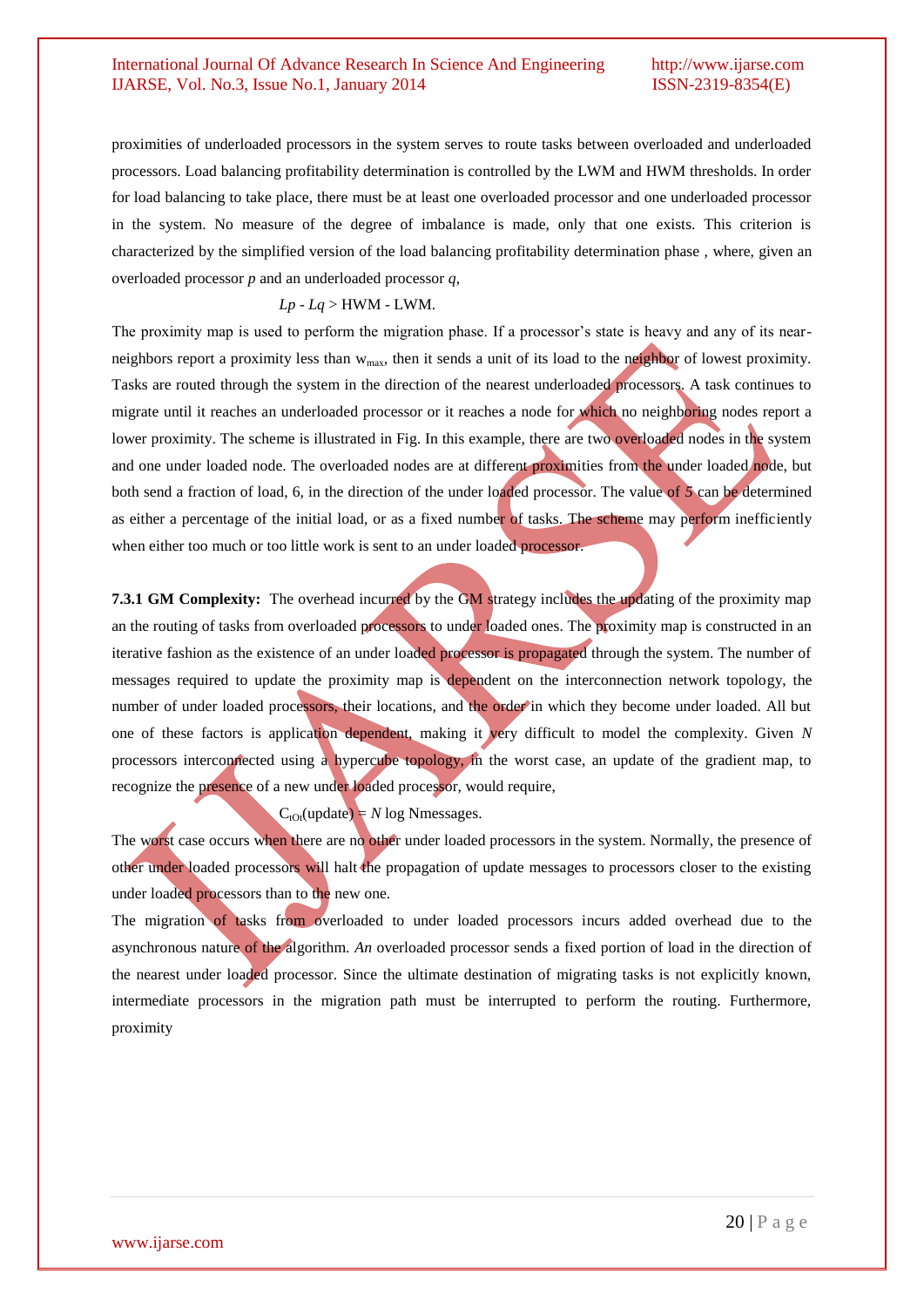proximities of underloaded processors in the system serves to route tasks between overloaded and underloaded processors. Load balancing profitability determination is controlled by the LWM and HWM thresholds. In order for load balancing to take place, there must be at least one overloaded processor and one underloaded processor in the system. No measure of the degree of imbalance is made, only that one exists. This criterion is characterized by the simplified version of the load balancing profitability determination phase , where, given an overloaded processor *p* and an underloaded processor *q*,

$$Lp - Lq > \text{HWM} - \text{LWM}.$$

The proximity map is used to perform the migration phase. If a processor's state is heavy and any of its near-neighbors report a proximity less than $w_{max}$, then it sends a unit of its load to the neighbor of lowest proximity. Tasks are routed through the system in the direction of the nearest underloaded processors. A task continues to migrate until it reaches an underloaded processor or it reaches a node for which no neighboring nodes report a lower proximity. The scheme is illustrated in Fig. In this example, there are two overloaded nodes in the system and one under loaded node. The overloaded nodes are at different proximities from the under loaded node, but both send a fraction of load, 6, in the direction of the under loaded processor. The value of *5* can be determined as either a percentage of the initial load, or as a fixed number of tasks. The scheme may perform inefficiently when either too much or too little work is sent to an under loaded processor.

**7.3.1 GM Complexity:** The overhead incurred by the GM strategy includes the updating of the proximity map an the routing of tasks from overloaded processors to under loaded ones. The proximity map is constructed in an iterative fashion as the existence of an under loaded processor is propagated through the system. The number of messages required to update the proximity map is dependent on the interconnection network topology, the number of under loaded processors, their locations, and the order in which they become under loaded. All but one of these factors is application dependent, making it very difficult to model the complexity. Given *N* processors interconnected using a hypercube topology, in the worst case, an update of the gradient map, to recognize the presence of a new under loaded processor, would require,

$$C_{tOt}(\text{update}) = N \log N \text{messages}.$$

The worst case occurs when there are no other under loaded processors in the system. Normally, the presence of other under loaded processors will halt the propagation of update messages to processors closer to the existing under loaded processors than to the new one.

The migration of tasks from overloaded to under loaded processors incurs added overhead due to the asynchronous nature of the algorithm. *An* overloaded processor sends a fixed portion of load in the direction of the nearest under loaded processor. Since the ultimate destination of migrating tasks is not explicitly known, intermediate processors in the migration path must be interrupted to perform the routing. Furthermore, proximity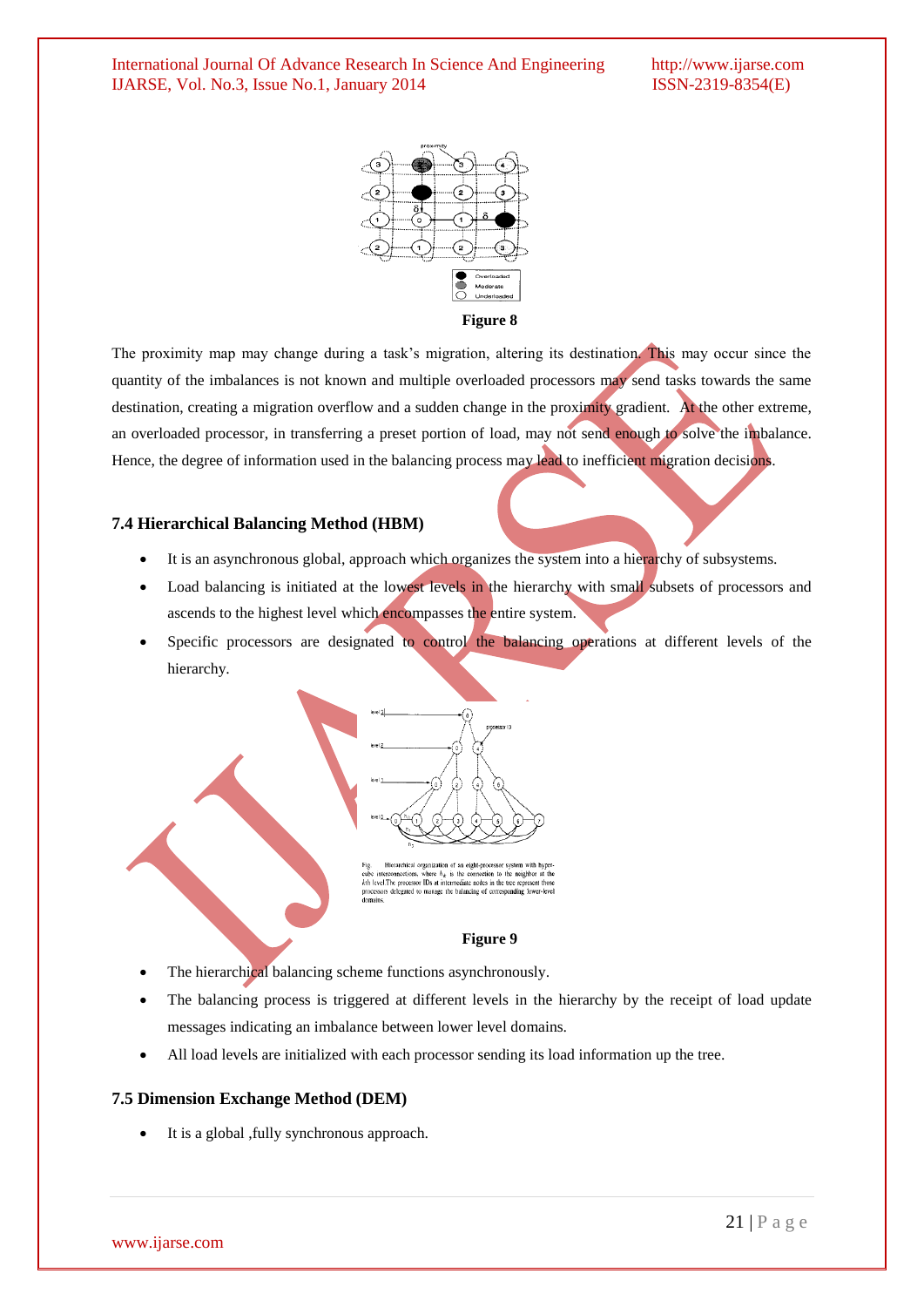Figure 8

The proximity map may change during a task's migration, altering its destination. This may occur since the quantity of the imbalances is not known and multiple overloaded processors may send tasks towards the same destination, creating a migration overflow and a sudden change in the proximity gradient. At the other extreme, an overloaded processor, in transferring a preset portion of load, may not send enough to solve the imbalance. Hence, the degree of information used in the balancing process may lead to inefficient migration decisions.

### 7.4 Hierarchical Balancing Method (HBM)

- It is an asynchronous global, approach which organizes the system into a hierarchy of subsystems.
- Load balancing is initiated at the lowest levels in the hierarchy with small subsets of processors and ascends to the highest level which encompasses the entire system.
- Specific processors are designated to control the balancing operations at different levels of the hierarchy.

Fig. Hierarchical organization of an eight-processor system with hypercube interconnections, where $h_k$ is the connection to the neighbor at the $k$th level. The processor IDs at intermediate nodes in the tree represent these processors delegated to manage the balancing of corresponding lower-level domains.

Figure 9

- The hierarchical balancing scheme functions asynchronously.
- The balancing process is triggered at different levels in the hierarchy by the receipt of load update messages indicating an imbalance between lower level domains.
- All load levels are initialized with each processor sending its load information up the tree.

### 7.5 Dimension Exchange Method (DEM)

- It is a global ,fully synchronous approach.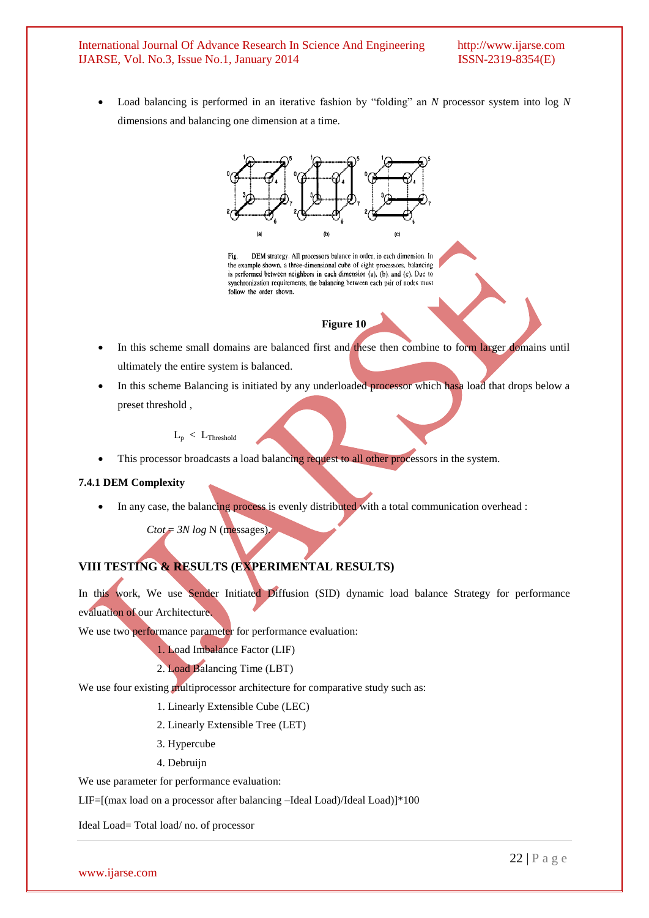- Load balancing is performed in an iterative fashion by "folding" an *N* processor system into log *N* dimensions and balancing one dimension at a time.

Fig. DEM strategy. All processors balance in order, in each dimension. In the example shown, a three-dimensional cube of eight processors, balancing is performed between neighbors in each dimension (a), (b), and (c). Due to synchronization requirements, the balancing between each pair of nodes must follow the order shown.

**Figure 10**

- In this scheme small domains are balanced first and these then combine to form larger domains until ultimately the entire system is balanced.
- In this scheme Balancing is initiated by any underloaded processor which hasa load that drops below a preset threshold ,

$$L_p < L_{Threshold}$$

- This processor broadcasts a load balancing request to all other processors in the system.

### 7.4.1 DEM Complexity

- In any case, the balancing process is evenly distributed with a total communication overhead :

  *Ctot = 3N log* N (messages).

## VIII TESTING & RESULTS (EXPERIMENTAL RESULTS)

In this work, We use Sender Initiated Diffusion (SID) dynamic load balance Strategy for performance evaluation of our Architecture.

We use two performance parameter for performance evaluation:

1. Load Imbalance Factor (LIF)
2. Load Balancing Time (LBT)

We use four existing multiprocessor architecture for comparative study such as:

1. Linearly Extensible Cube (LEC)
2. Linearly Extensible Tree (LET)
3. Hypercube
4. Debruijn

We use parameter for performance evaluation:

LIF=[(max load on a processor after balancing –Ideal Load)/Ideal Load)]*100

Ideal Load= Total load/ no. of processor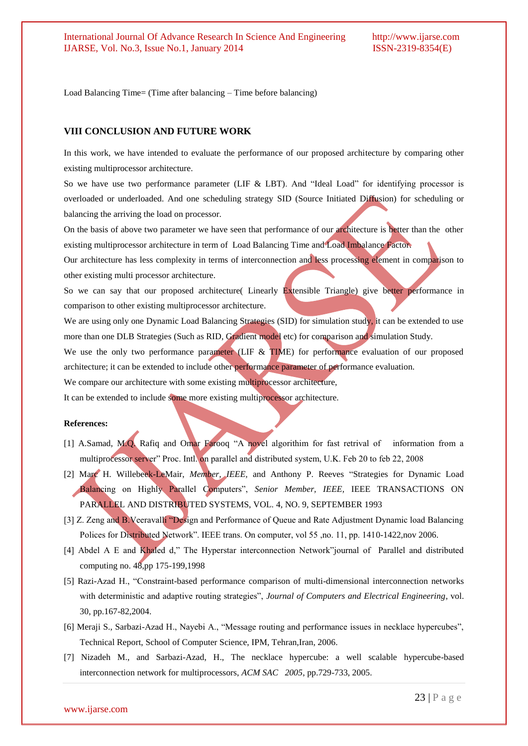Load Balancing Time= (Time after balancing – Time before balancing)

## VIII CONCLUSION AND FUTURE WORK

In this work, we have intended to evaluate the performance of our proposed architecture by comparing other existing multiprocessor architecture.

So we have use two performance parameter (LIF & LBT). And "Ideal Load" for identifying processor is overloaded or underloaded. And one scheduling strategy SID (Source Initiated Diffusion) for scheduling or balancing the arriving the load on processor.

On the basis of above two parameter we have seen that performance of our architecture is better than the other existing multiprocessor architecture in term of Load Balancing Time and Load Imbalance Factor.

Our architecture has less complexity in terms of interconnection and less processing element in comparison to other existing multi processor architecture.

So we can say that our proposed architecture( Linearly Extensible Triangle) give better performance in comparison to other existing multiprocessor architecture.

We are using only one Dynamic Load Balancing Strategies (SID) for simulation study, it can be extended to use more than one DLB Strategies (Such as RID, Gradient model etc) for comparison and simulation Study.

We use the only two performance parameter (LIF & TIME) for performance evaluation of our proposed architecture; it can be extended to include other performance parameter of performance evaluation.

We compare our architecture with some existing multiprocessor architecture,

It can be extended to include some more existing multiprocessor architecture.

**References:**

[1] A.Samad, M.Q. Rafiq and Omar Farooq "A novel algorithim for fast retrival of information from a multiprocessor server" Proc. Intl. on parallel and distributed system, U.K. Feb 20 to feb 22, 2008

[2] Marc H. Willebeek-LeMair, *Member, IEEE,* and Anthony P. Reeves "Strategies for Dynamic Load Balancing on Highly Parallel Computers", *Senior Member, IEEE,* IEEE TRANSACTIONS ON PARALLEL AND DISTRIBUTED SYSTEMS, VOL. 4, NO. 9, SEPTEMBER 1993

[3] Z. Zeng and B.Veeravalli "Design and Performance of Queue and Rate Adjustment Dynamic load Balancing Polices for Distributed Network". IEEE trans. On computer, vol 55 ,no. 11, pp. 1410-1422,nov 2006.

[4] Abdel A E and Khaled d," The Hyperstar interconnection Network"journal of Parallel and distributed computing no. 48,pp 175-199,1998

[5] Razi-Azad H., "Constraint-based performance comparison of multi-dimensional interconnection networks with deterministic and adaptive routing strategies", *Journal of Computers and Electrical Engineering*, vol. 30, pp.167-82,2004.

[6] Meraji S., Sarbazi-Azad H., Nayebi A., "Message routing and performance issues in necklace hypercubes", Technical Report, School of Computer Science, IPM, Tehran,Iran, 2006.

[7] Nizadeh M., and Sarbazi-Azad, H., The necklace hypercube: a well scalable hypercube-based interconnection network for multiprocessors, *ACM SAC 2005*, pp.729-733, 2005.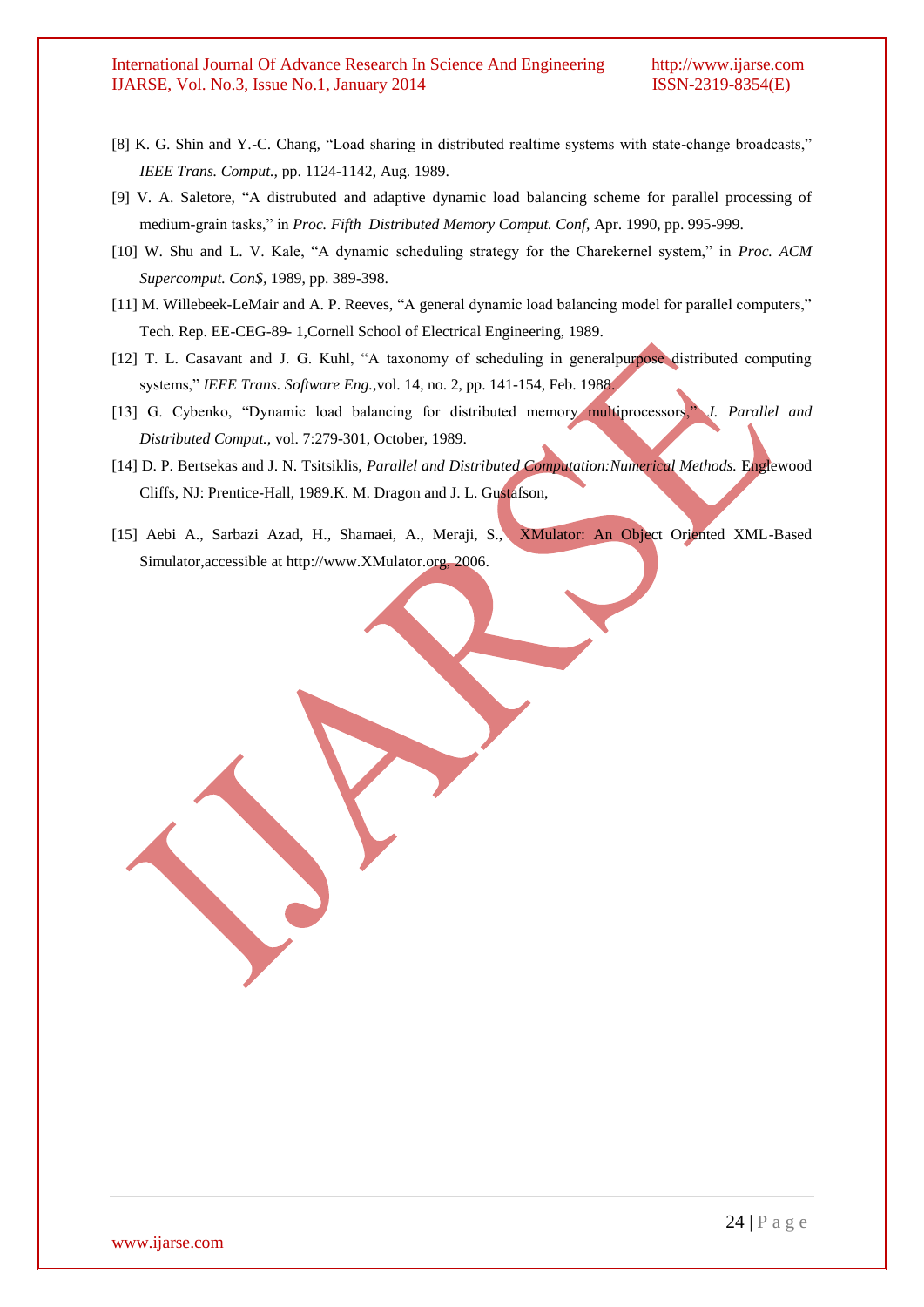[8] K. G. Shin and Y.-C. Chang, "Load sharing in distributed realtime systems with state-change broadcasts," *IEEE Trans. Comput.,* pp. 1124-1142, Aug. 1989.

[9] V. A. Saletore, "A distrubuted and adaptive dynamic load balancing scheme for parallel processing of medium-grain tasks," in *Proc. Fifth Distributed Memory Comput. Conf,* Apr. 1990, pp. 995-999.

[10] W. Shu and L. V. Kale, "A dynamic scheduling strategy for the Charekernel system," in *Proc. ACM Supercomput. Con$,* 1989, pp. 389-398.

[11] M. Willebeek-LeMair and A. P. Reeves, "A general dynamic load balancing model for parallel computers," Tech. Rep. EE-CEG-89- 1,Cornell School of Electrical Engineering, 1989.

[12] T. L. Casavant and J. G. Kuhl, "A taxonomy of scheduling in generalpurpose distributed computing systems," *IEEE Trans. Software Eng.,*vol. 14, no. 2, pp. 141-154, Feb. 1988.

[13] G. Cybenko, "Dynamic load balancing for distributed memory multiprocessors," *J. Parallel and Distributed Comput.,* vol. 7:279-301, October, 1989.

[14] D. P. Bertsekas and J. N. Tsitsiklis, *Parallel and Distributed Computation:Numerical Methods.* Englewood Cliffs, NJ: Prentice-Hall, 1989.K. M. Dragon and J. L. Gustafson,

[15] Aebi A., Sarbazi Azad, H., Shamaei, A., Meraji, S., XMulator: An Object Oriented XML-Based Simulator,accessible at http://www.XMulator.org, 2006.